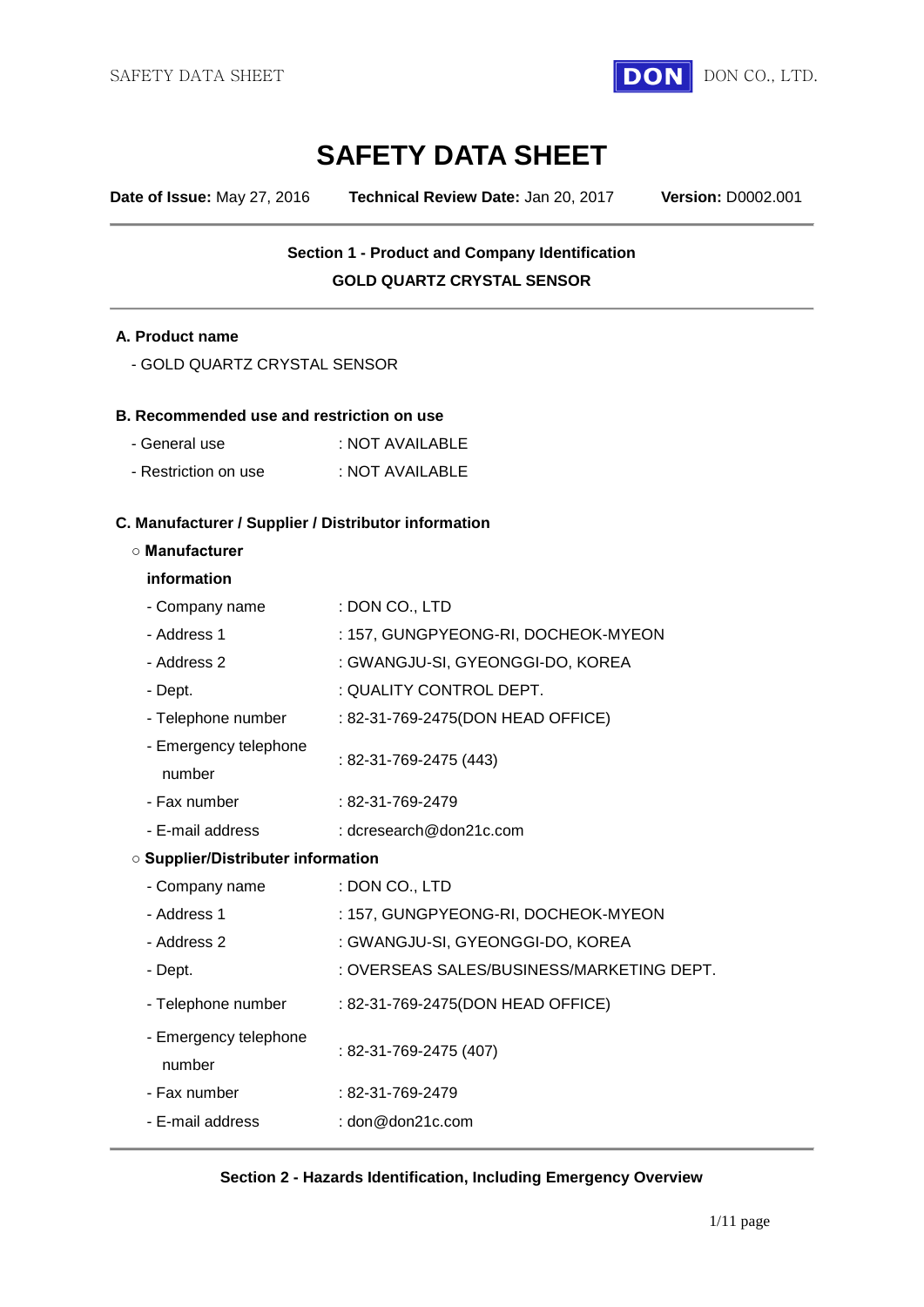# SAFETY DATA SHEET

**Date of Issue:** May 27, 2016 **Technical Review Date:** Jan 20, 2017 **Version:** D0002.001

---

## Section 1 - Product and Company Identification

**GOLD QUARTZ CRYSTAL SENSOR**

---

### A. Product name

- GOLD QUARTZ CRYSTAL SENSOR

### B. Recommended use and restriction on use

- General use : NOT AVAILABLE
- Restriction on use : NOT AVAILABLE

### C. Manufacturer / Supplier / Distributor information

○ **Manufacturer information**

- Company name : DON CO., LTD
- Address 1 : 157, GUNGPYEONG-RI, DOCHEOK-MYEON
- Address 2 : GWANGJU-SI, GYEONGGI-DO, KOREA
- Dept. : QUALITY CONTROL DEPT.
- Telephone number : 82-31-769-2475(DON HEAD OFFICE)
- Emergency telephone number : 82-31-769-2475 (443)
- Fax number : 82-31-769-2479
- E-mail address : dcresearch@don21c.com

○ **Supplier/Distributer information**

- Company name : DON CO., LTD
- Address 1 : 157, GUNGPYEONG-RI, DOCHEOK-MYEON
- Address 2 : GWANGJU-SI, GYEONGGI-DO, KOREA
- Dept. : OVERSEAS SALES/BUSINESS/MARKETING DEPT.
- Telephone number : 82-31-769-2475(DON HEAD OFFICE)
- Emergency telephone number : 82-31-769-2475 (407)
- Fax number : 82-31-769-2479
- E-mail address : don@don21c.com

---

## Section 2 - Hazards Identification, Including Emergency Overview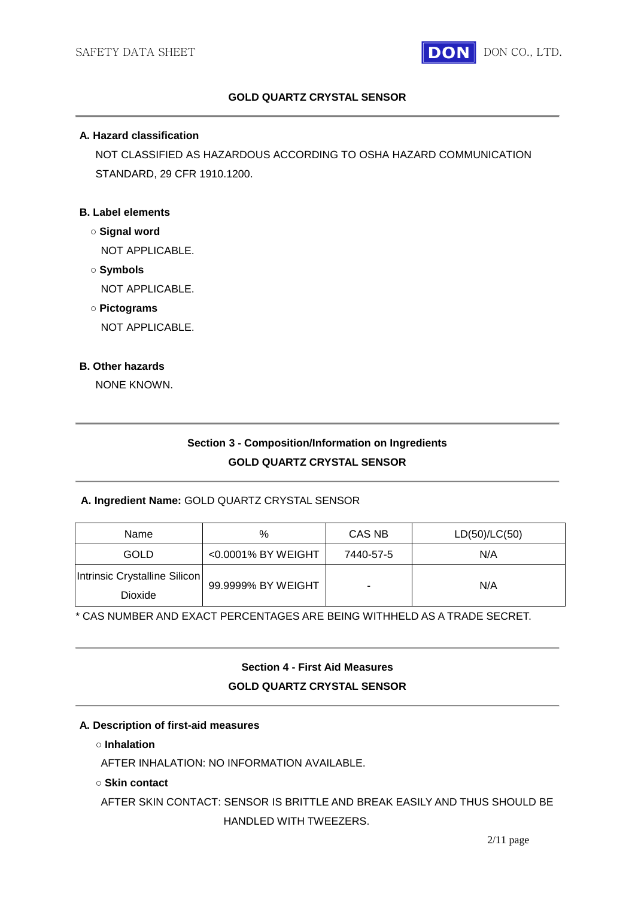## GOLD QUARTZ CRYSTAL SENSOR

### A. Hazard classification

NOT CLASSIFIED AS HAZARDOUS ACCORDING TO OSHA HAZARD COMMUNICATION STANDARD, 29 CFR 1910.1200.

### B. Label elements

- **Signal word**

  NOT APPLICABLE.

- **Symbols**

  NOT APPLICABLE.

- **Pictograms**

  NOT APPLICABLE.

### B. Other hazards

NONE KNOWN.

## Section 3 - Composition/Information on Ingredients

## GOLD QUARTZ CRYSTAL SENSOR

**A. Ingredient Name:** GOLD QUARTZ CRYSTAL SENSOR

| Name | % | CAS NB | LD(50)/LC(50) |
|---|---|---|---|
| GOLD | <0.0001% BY WEIGHT | 7440-57-5 | N/A |
| Intrinsic Crystalline Silicon Dioxide | 99.9999% BY WEIGHT | - | N/A |

* CAS NUMBER AND EXACT PERCENTAGES ARE BEING WITHHELD AS A TRADE SECRET.

## Section 4 - First Aid Measures

## GOLD QUARTZ CRYSTAL SENSOR

### A. Description of first-aid measures

- **Inhalation**

  AFTER INHALATION: NO INFORMATION AVAILABLE.

- **Skin contact**

  AFTER SKIN CONTACT: SENSOR IS BRITTLE AND BREAK EASILY AND THUS SHOULD BE HANDLED WITH TWEEZERS.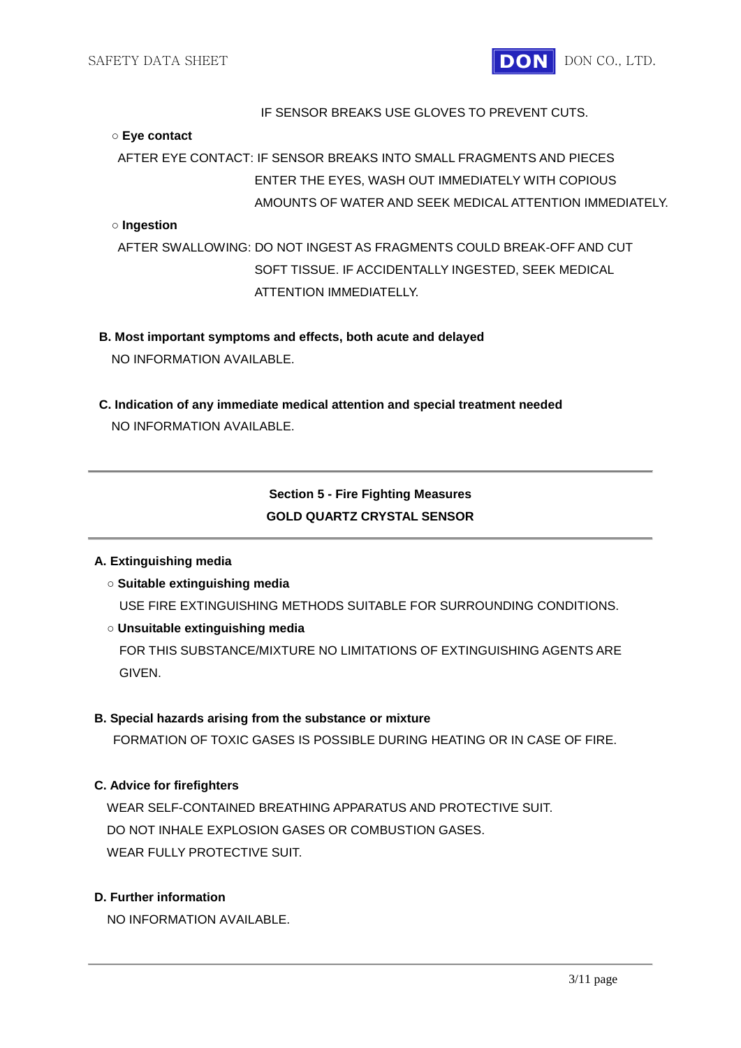IF SENSOR BREAKS USE GLOVES TO PREVENT CUTS.

○ **Eye contact**

AFTER EYE CONTACT: IF SENSOR BREAKS INTO SMALL FRAGMENTS AND PIECES ENTER THE EYES, WASH OUT IMMEDIATELY WITH COPIOUS AMOUNTS OF WATER AND SEEK MEDICAL ATTENTION IMMEDIATELY.

○ **Ingestion**

AFTER SWALLOWING: DO NOT INGEST AS FRAGMENTS COULD BREAK-OFF AND CUT SOFT TISSUE. IF ACCIDENTALLY INGESTED, SEEK MEDICAL ATTENTION IMMEDIATELLY.

**B. Most important symptoms and effects, both acute and delayed**

NO INFORMATION AVAILABLE.

**C. Indication of any immediate medical attention and special treatment needed**

NO INFORMATION AVAILABLE.

---

## Section 5 - Fire Fighting Measures
## GOLD QUARTZ CRYSTAL SENSOR

---

**A. Extinguishing media**

○ **Suitable extinguishing media**

USE FIRE EXTINGUISHING METHODS SUITABLE FOR SURROUNDING CONDITIONS.

○ **Unsuitable extinguishing media**

FOR THIS SUBSTANCE/MIXTURE NO LIMITATIONS OF EXTINGUISHING AGENTS ARE GIVEN.

**B. Special hazards arising from the substance or mixture**

FORMATION OF TOXIC GASES IS POSSIBLE DURING HEATING OR IN CASE OF FIRE.

**C. Advice for firefighters**

WEAR SELF-CONTAINED BREATHING APPARATUS AND PROTECTIVE SUIT.
DO NOT INHALE EXPLOSION GASES OR COMBUSTION GASES.
WEAR FULLY PROTECTIVE SUIT.

**D. Further information**

NO INFORMATION AVAILABLE.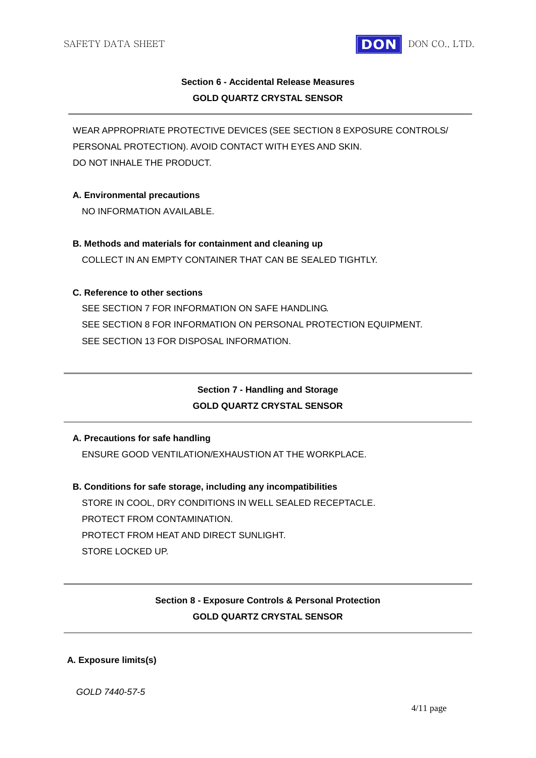## Section 6 - Accidental Release Measures
**GOLD QUARTZ CRYSTAL SENSOR**

WEAR APPROPRIATE PROTECTIVE DEVICES (SEE SECTION 8 EXPOSURE CONTROLS/ PERSONAL PROTECTION). AVOID CONTACT WITH EYES AND SKIN.
DO NOT INHALE THE PRODUCT.

**A. Environmental precautions**

NO INFORMATION AVAILABLE.

**B. Methods and materials for containment and cleaning up**

COLLECT IN AN EMPTY CONTAINER THAT CAN BE SEALED TIGHTLY.

**C. Reference to other sections**

SEE SECTION 7 FOR INFORMATION ON SAFE HANDLING.
SEE SECTION 8 FOR INFORMATION ON PERSONAL PROTECTION EQUIPMENT.
SEE SECTION 13 FOR DISPOSAL INFORMATION.

## Section 7 - Handling and Storage
**GOLD QUARTZ CRYSTAL SENSOR**

**A. Precautions for safe handling**

ENSURE GOOD VENTILATION/EXHAUSTION AT THE WORKPLACE.

**B. Conditions for safe storage, including any incompatibilities**

STORE IN COOL, DRY CONDITIONS IN WELL SEALED RECEPTACLE.
PROTECT FROM CONTAMINATION.
PROTECT FROM HEAT AND DIRECT SUNLIGHT.
STORE LOCKED UP.

## Section 8 - Exposure Controls & Personal Protection
**GOLD QUARTZ CRYSTAL SENSOR**

**A. Exposure limits(s)**

*GOLD 7440-57-5*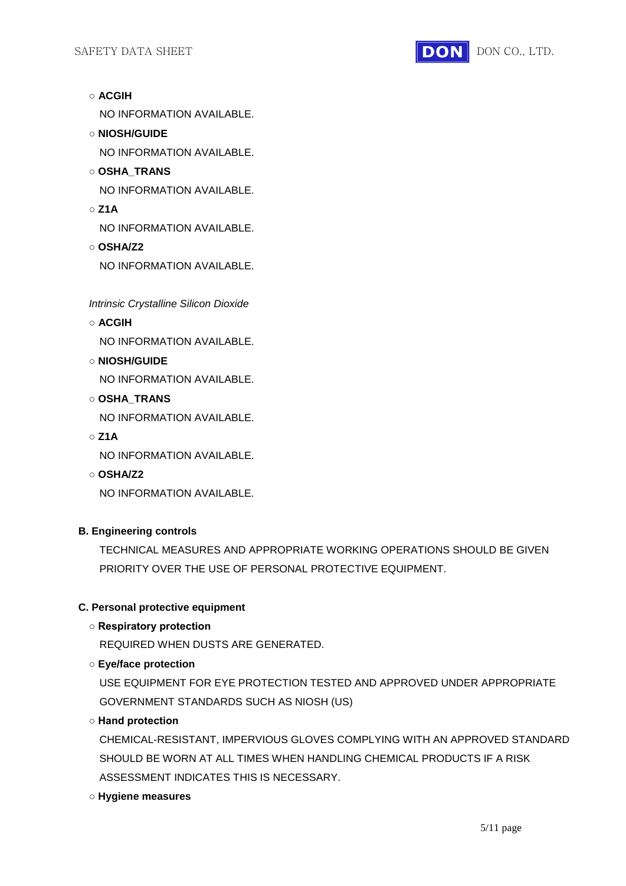○ **ACGIH**

NO INFORMATION AVAILABLE.

○ **NIOSH/GUIDE**

NO INFORMATION AVAILABLE.

○ **OSHA_TRANS**

NO INFORMATION AVAILABLE.

○ **Z1A**

NO INFORMATION AVAILABLE.

○ **OSHA/Z2**

NO INFORMATION AVAILABLE.

*Intrinsic Crystalline Silicon Dioxide*

○ **ACGIH**

NO INFORMATION AVAILABLE.

○ **NIOSH/GUIDE**

NO INFORMATION AVAILABLE.

○ **OSHA_TRANS**

NO INFORMATION AVAILABLE.

○ **Z1A**

NO INFORMATION AVAILABLE.

○ **OSHA/Z2**

NO INFORMATION AVAILABLE.

**B. Engineering controls**

TECHNICAL MEASURES AND APPROPRIATE WORKING OPERATIONS SHOULD BE GIVEN PRIORITY OVER THE USE OF PERSONAL PROTECTIVE EQUIPMENT.

**C. Personal protective equipment**

○ **Respiratory protection**

REQUIRED WHEN DUSTS ARE GENERATED.

○ **Eye/face protection**

USE EQUIPMENT FOR EYE PROTECTION TESTED AND APPROVED UNDER APPROPRIATE GOVERNMENT STANDARDS SUCH AS NIOSH (US)

○ **Hand protection**

CHEMICAL-RESISTANT, IMPERVIOUS GLOVES COMPLYING WITH AN APPROVED STANDARD SHOULD BE WORN AT ALL TIMES WHEN HANDLING CHEMICAL PRODUCTS IF A RISK ASSESSMENT INDICATES THIS IS NECESSARY.

○ **Hygiene measures**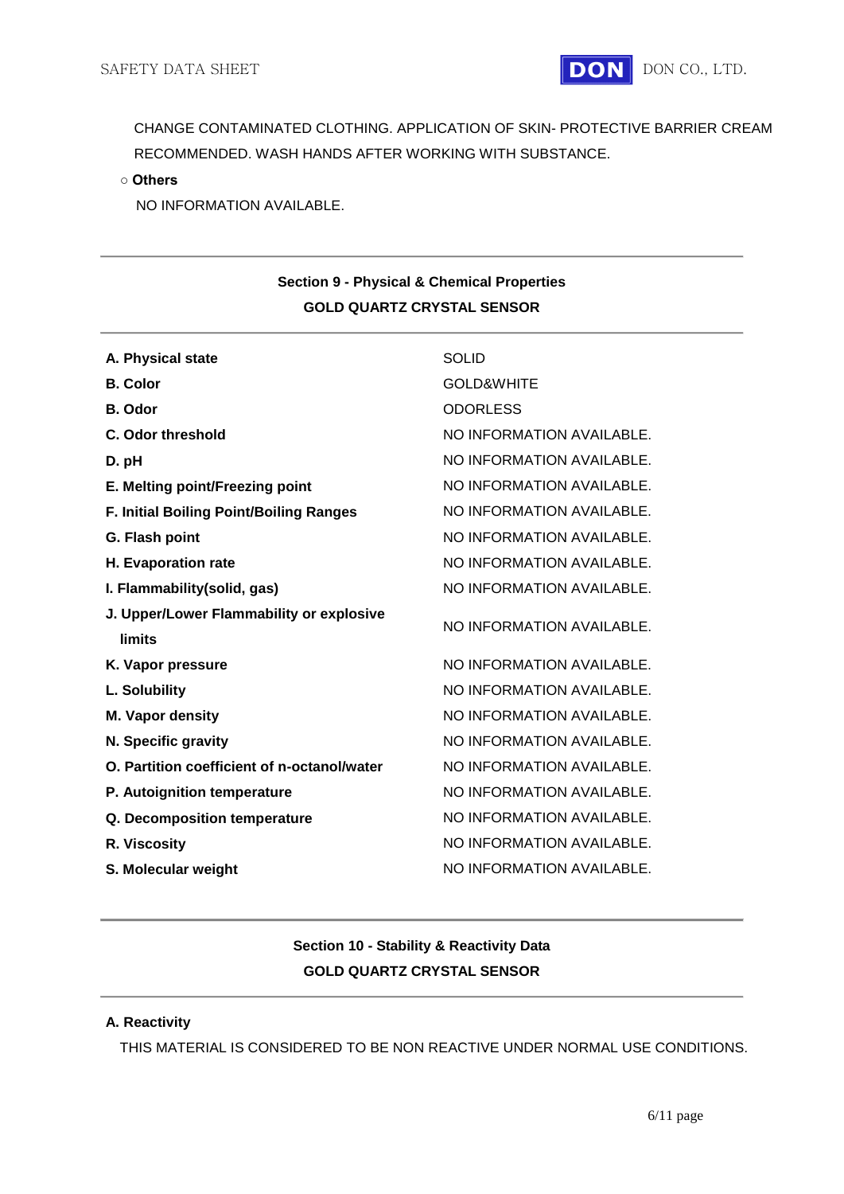CHANGE CONTAMINATED CLOTHING. APPLICATION OF SKIN- PROTECTIVE BARRIER CREAM RECOMMENDED. WASH HANDS AFTER WORKING WITH SUBSTANCE.

○ **Others**

NO INFORMATION AVAILABLE.

---

## Section 9 - Physical & Chemical Properties
## GOLD QUARTZ CRYSTAL SENSOR

---

| | |
|---|---|
| **A. Physical state** | SOLID |
| **B. Color** | GOLD&WHITE |
| **B. Odor** | ODORLESS |
| **C. Odor threshold** | NO INFORMATION AVAILABLE. |
| **D. pH** | NO INFORMATION AVAILABLE. |
| **E. Melting point/Freezing point** | NO INFORMATION AVAILABLE. |
| **F. Initial Boiling Point/Boiling Ranges** | NO INFORMATION AVAILABLE. |
| **G. Flash point** | NO INFORMATION AVAILABLE. |
| **H. Evaporation rate** | NO INFORMATION AVAILABLE. |
| **I. Flammability(solid, gas)** | NO INFORMATION AVAILABLE. |
| **J. Upper/Lower Flammability or explosive limits** | NO INFORMATION AVAILABLE. |
| **K. Vapor pressure** | NO INFORMATION AVAILABLE. |
| **L. Solubility** | NO INFORMATION AVAILABLE. |
| **M. Vapor density** | NO INFORMATION AVAILABLE. |
| **N. Specific gravity** | NO INFORMATION AVAILABLE. |
| **O. Partition coefficient of n-octanol/water** | NO INFORMATION AVAILABLE. |
| **P. Autoignition temperature** | NO INFORMATION AVAILABLE. |
| **Q. Decomposition temperature** | NO INFORMATION AVAILABLE. |
| **R. Viscosity** | NO INFORMATION AVAILABLE. |
| **S. Molecular weight** | NO INFORMATION AVAILABLE. |

---

## Section 10 - Stability & Reactivity Data
## GOLD QUARTZ CRYSTAL SENSOR

---

**A. Reactivity**

THIS MATERIAL IS CONSIDERED TO BE NON REACTIVE UNDER NORMAL USE CONDITIONS.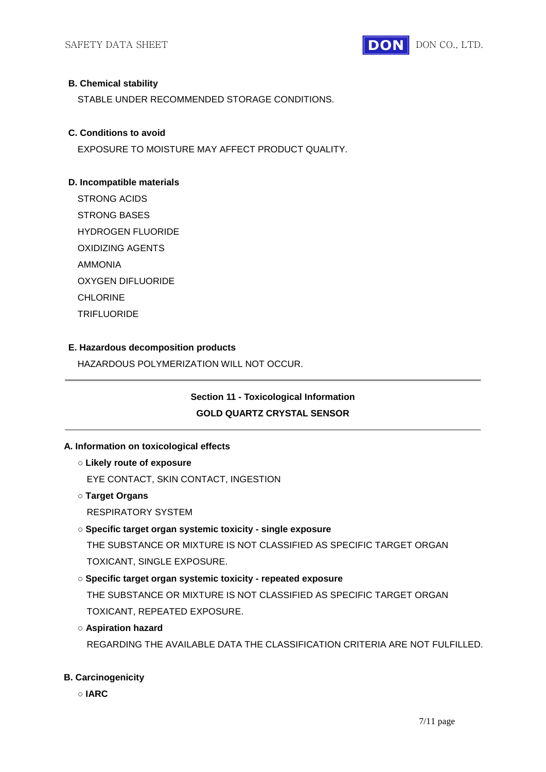**B. Chemical stability**

STABLE UNDER RECOMMENDED STORAGE CONDITIONS.

**C. Conditions to avoid**

EXPOSURE TO MOISTURE MAY AFFECT PRODUCT QUALITY.

**D. Incompatible materials**

STRONG ACIDS

STRONG BASES

HYDROGEN FLUORIDE

OXIDIZING AGENTS

AMMONIA

OXYGEN DIFLUORIDE

CHLORINE

TRIFLUORIDE

**E. Hazardous decomposition products**

HAZARDOUS POLYMERIZATION WILL NOT OCCUR.

---

## Section 11 - Toxicological Information
## GOLD QUARTZ CRYSTAL SENSOR

---

**A. Information on toxicological effects**

○ **Likely route of exposure**

EYE CONTACT, SKIN CONTACT, INGESTION

○ **Target Organs**

RESPIRATORY SYSTEM

○ **Specific target organ systemic toxicity - single exposure**

THE SUBSTANCE OR MIXTURE IS NOT CLASSIFIED AS SPECIFIC TARGET ORGAN TOXICANT, SINGLE EXPOSURE.

○ **Specific target organ systemic toxicity - repeated exposure**

THE SUBSTANCE OR MIXTURE IS NOT CLASSIFIED AS SPECIFIC TARGET ORGAN TOXICANT, REPEATED EXPOSURE.

○ **Aspiration hazard**

REGARDING THE AVAILABLE DATA THE CLASSIFICATION CRITERIA ARE NOT FULFILLED.

**B. Carcinogenicity**

○ **IARC**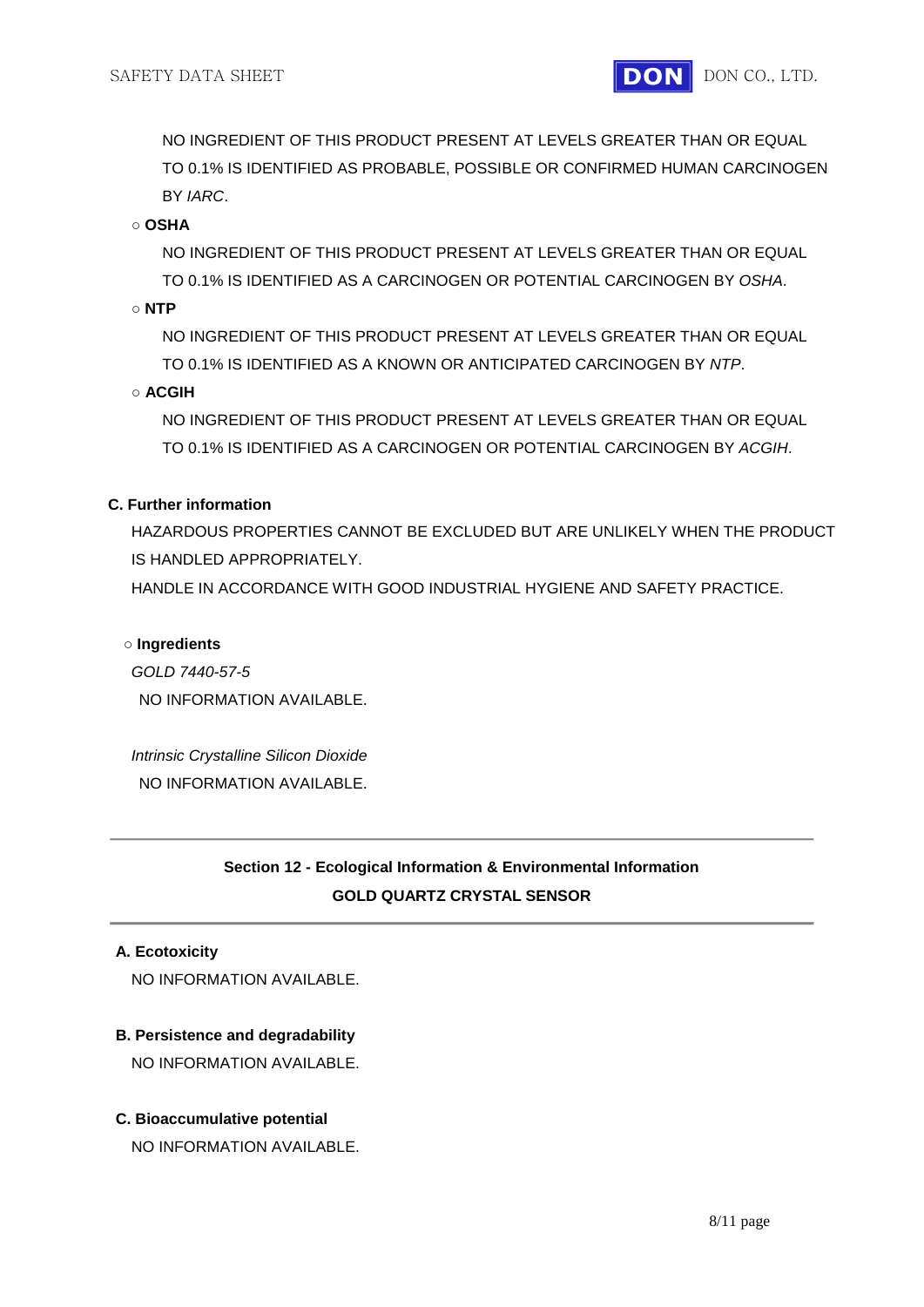NO INGREDIENT OF THIS PRODUCT PRESENT AT LEVELS GREATER THAN OR EQUAL TO 0.1% IS IDENTIFIED AS PROBABLE, POSSIBLE OR CONFIRMED HUMAN CARCINOGEN BY *IARC*.

○ **OSHA**

NO INGREDIENT OF THIS PRODUCT PRESENT AT LEVELS GREATER THAN OR EQUAL TO 0.1% IS IDENTIFIED AS A CARCINOGEN OR POTENTIAL CARCINOGEN BY *OSHA*.

○ **NTP**

NO INGREDIENT OF THIS PRODUCT PRESENT AT LEVELS GREATER THAN OR EQUAL TO 0.1% IS IDENTIFIED AS A KNOWN OR ANTICIPATED CARCINOGEN BY *NTP*.

○ **ACGIH**

NO INGREDIENT OF THIS PRODUCT PRESENT AT LEVELS GREATER THAN OR EQUAL TO 0.1% IS IDENTIFIED AS A CARCINOGEN OR POTENTIAL CARCINOGEN BY *ACGIH*.

**C. Further information**

HAZARDOUS PROPERTIES CANNOT BE EXCLUDED BUT ARE UNLIKELY WHEN THE PRODUCT IS HANDLED APPROPRIATELY.

HANDLE IN ACCORDANCE WITH GOOD INDUSTRIAL HYGIENE AND SAFETY PRACTICE.

○ **Ingredients**

*GOLD 7440-57-5*

NO INFORMATION AVAILABLE.

*Intrinsic Crystalline Silicon Dioxide*

NO INFORMATION AVAILABLE.

---

## Section 12 - Ecological Information & Environmental Information

### GOLD QUARTZ CRYSTAL SENSOR

---

**A. Ecotoxicity**

NO INFORMATION AVAILABLE.

**B. Persistence and degradability**

NO INFORMATION AVAILABLE.

**C. Bioaccumulative potential**

NO INFORMATION AVAILABLE.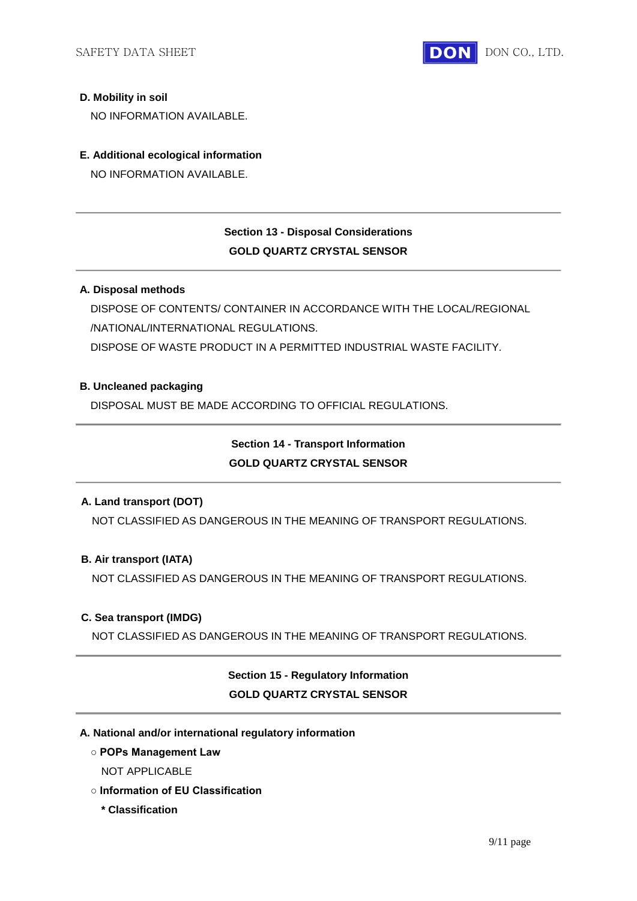**D. Mobility in soil**

NO INFORMATION AVAILABLE.

**E. Additional ecological information**

NO INFORMATION AVAILABLE.

---

## Section 13 - Disposal Considerations
## GOLD QUARTZ CRYSTAL SENSOR

---

**A. Disposal methods**

DISPOSE OF CONTENTS/ CONTAINER IN ACCORDANCE WITH THE LOCAL/REGIONAL /NATIONAL/INTERNATIONAL REGULATIONS.

DISPOSE OF WASTE PRODUCT IN A PERMITTED INDUSTRIAL WASTE FACILITY.

**B. Uncleaned packaging**

DISPOSAL MUST BE MADE ACCORDING TO OFFICIAL REGULATIONS.

---

## Section 14 - Transport Information
## GOLD QUARTZ CRYSTAL SENSOR

---

**A. Land transport (DOT)**

NOT CLASSIFIED AS DANGEROUS IN THE MEANING OF TRANSPORT REGULATIONS.

**B. Air transport (IATA)**

NOT CLASSIFIED AS DANGEROUS IN THE MEANING OF TRANSPORT REGULATIONS.

**C. Sea transport (IMDG)**

NOT CLASSIFIED AS DANGEROUS IN THE MEANING OF TRANSPORT REGULATIONS.

---

## Section 15 - Regulatory Information
## GOLD QUARTZ CRYSTAL SENSOR

---

**A. National and/or international regulatory information**

○ **POPs Management Law**

NOT APPLICABLE

○ **Information of EU Classification**

**\* Classification**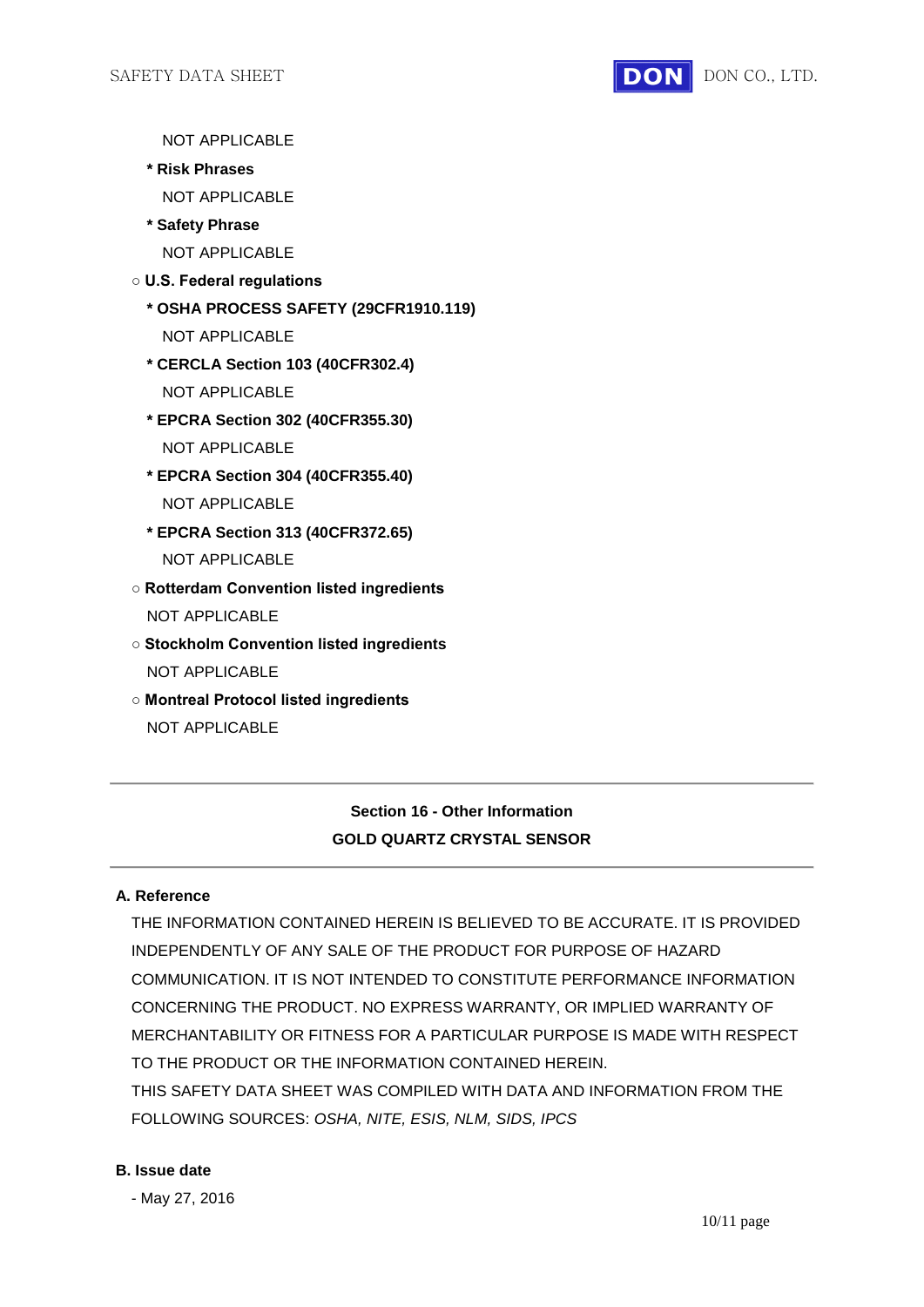NOT APPLICABLE

**\* Risk Phrases**

NOT APPLICABLE

**\* Safety Phrase**

NOT APPLICABLE

○ **U.S. Federal regulations**

**\* OSHA PROCESS SAFETY (29CFR1910.119)**

NOT APPLICABLE

**\* CERCLA Section 103 (40CFR302.4)**

NOT APPLICABLE

**\* EPCRA Section 302 (40CFR355.30)**

NOT APPLICABLE

**\* EPCRA Section 304 (40CFR355.40)**

NOT APPLICABLE

**\* EPCRA Section 313 (40CFR372.65)**

NOT APPLICABLE

○ **Rotterdam Convention listed ingredients**

NOT APPLICABLE

○ **Stockholm Convention listed ingredients**

NOT APPLICABLE

○ **Montreal Protocol listed ingredients**

NOT APPLICABLE

---

## Section 16 - Other Information

## GOLD QUARTZ CRYSTAL SENSOR

---

**A. Reference**

THE INFORMATION CONTAINED HEREIN IS BELIEVED TO BE ACCURATE. IT IS PROVIDED INDEPENDENTLY OF ANY SALE OF THE PRODUCT FOR PURPOSE OF HAZARD COMMUNICATION. IT IS NOT INTENDED TO CONSTITUTE PERFORMANCE INFORMATION CONCERNING THE PRODUCT. NO EXPRESS WARRANTY, OR IMPLIED WARRANTY OF MERCHANTABILITY OR FITNESS FOR A PARTICULAR PURPOSE IS MADE WITH RESPECT TO THE PRODUCT OR THE INFORMATION CONTAINED HEREIN.

THIS SAFETY DATA SHEET WAS COMPILED WITH DATA AND INFORMATION FROM THE FOLLOWING SOURCES: *OSHA, NITE, ESIS, NLM, SIDS, IPCS*

**B. Issue date**

- May 27, 2016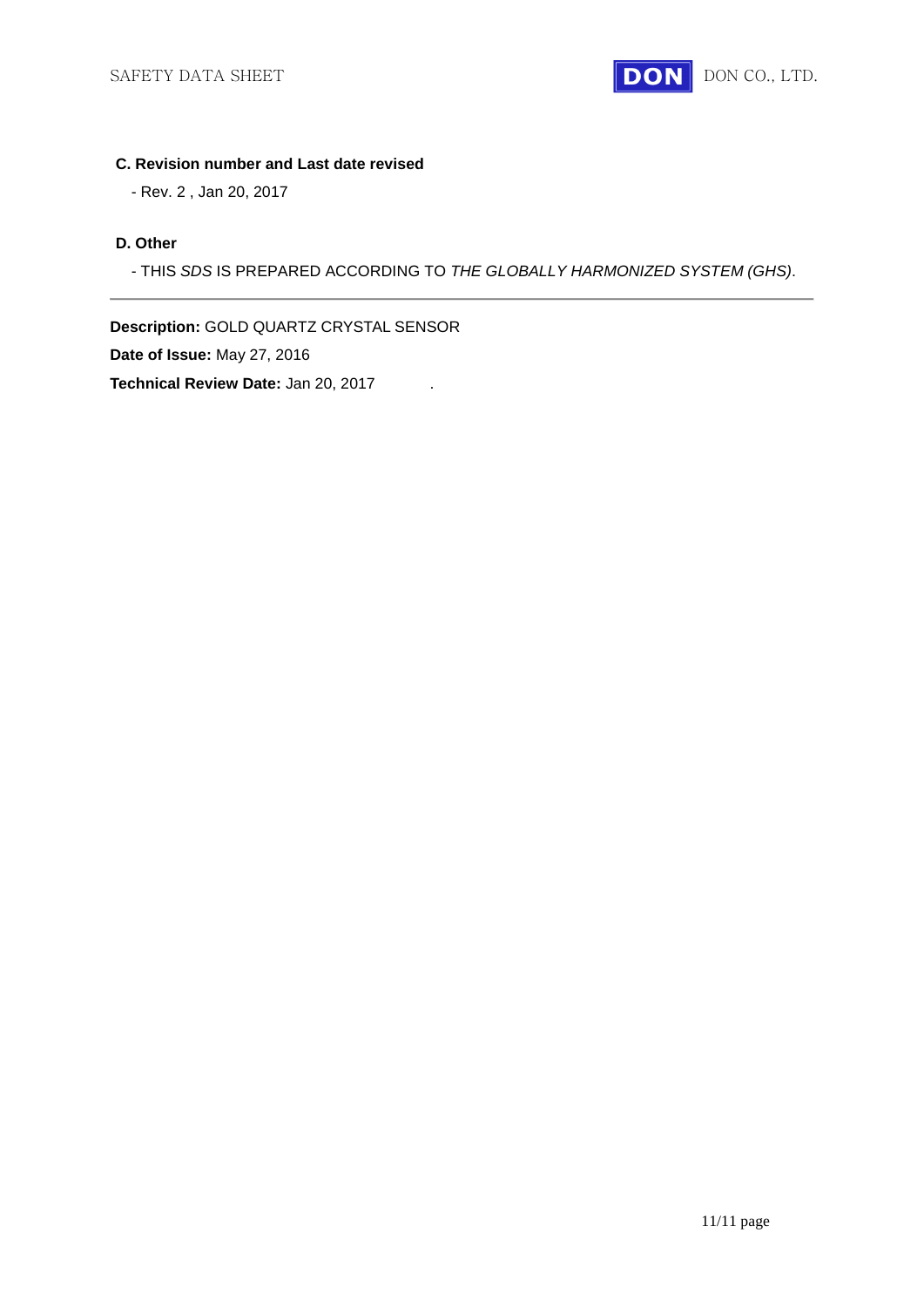**C. Revision number and Last date revised**

- Rev. 2 , Jan 20, 2017

**D. Other**

- THIS *SDS* IS PREPARED ACCORDING TO *THE GLOBALLY HARMONIZED SYSTEM (GHS)*.

---

**Description:** GOLD QUARTZ CRYSTAL SENSOR

**Date of Issue:** May 27, 2016

**Technical Review Date:** Jan 20, 2017 .